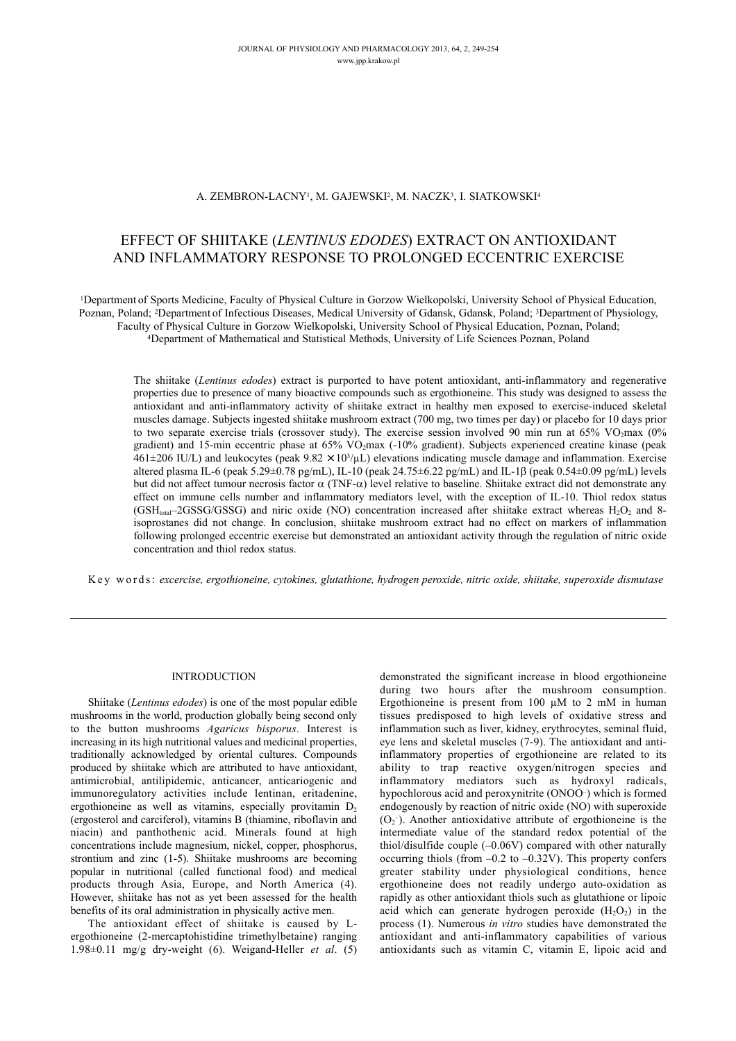A. ZEMBRON-LACNY[1], M. GAJEWSKI[2], M. NACZK[3], I. SIATKOWSKI[4]

# EFFECT OF SHIITAKE (*LENTINUS EDODES*) EXTRACT ON ANTIOXIDANT AND INFLAMMATORY RESPONSE TO PROLONGED ECCENTRIC EXERCISE

[1]Department of Sports Medicine, Faculty of Physical Culture in Gorzow Wielkopolski, University School of Physical Education, Poznan, Poland; [2]Department of Infectious Diseases, Medical University of Gdansk, Gdansk, Poland; [3]Department of Physiology, Faculty of Physical Culture in Gorzow Wielkopolski, University School of Physical Education, Poznan, Poland; [4]Department of Mathematical and Statistical Methods, University of Life Sciences Poznan, Poland

The shiitake (*Lentinus edodes*) extract is purported to have potent antioxidant, anti-inflammatory and regenerative properties due to presence of many bioactive compounds such as ergothioneine. This study was designed to assess the antioxidant and anti-inflammatory activity of shiitake extract in healthy men exposed to exercise-induced skeletal muscles damage. Subjects ingested shiitake mushroom extract (700 mg, two times per day) or placebo for 10 days prior to two separate exercise trials (crossover study). The exercise session involved 90 min run at 65% $VO_2$max (0% gradient) and 15-min eccentric phase at 65% $VO_2$max (-10% gradient). Subjects experienced creatine kinase (peak 461±206 IU/L) and leukocytes (peak $9.82 \times 10^3/\mu L$) elevations indicating muscle damage and inflammation. Exercise altered plasma IL-6 (peak 5.29±0.78 pg/mL), IL-10 (peak 24.75±6.22 pg/mL) and IL-1β (peak 0.54±0.09 pg/mL) levels but did not affect tumour necrosis factor α (TNF-α) level relative to baseline. Shiitake extract did not demonstrate any effect on immune cells number and inflammatory mediators level, with the exception of IL-10. Thiol redox status ($GSH_{total}$–2GSSG/GSSG) and niric oxide (NO) concentration increased after shiitake extract whereas $H_2O_2$ and 8-isoprostanes did not change. In conclusion, shiitake mushroom extract had no effect on markers of inflammation following prolonged eccentric exercise but demonstrated an antioxidant activity through the regulation of nitric oxide concentration and thiol redox status.

K e y w o r d s : *excercise, ergothioneine, cytokines, glutathione, hydrogen peroxide, nitric oxide, shiitake, superoxide dismutase*

## INTRODUCTION

Shiitake (*Lentinus edodes*) is one of the most popular edible mushrooms in the world, production globally being second only to the button mushrooms *Agaricus bisporus*. Interest is increasing in its high nutritional values and medicinal properties, traditionally acknowledged by oriental cultures. Compounds produced by shiitake which are attributed to have antioxidant, antimicrobial, antilipidemic, anticancer, anticariogenic and immunoregulatory activities include lentinan, eritadenine, ergothioneine as well as vitamins, especially provitamin $D_2$ (ergosterol and carciferol), vitamins B (thiamine, riboflavin and niacin) and panthothenic acid. Minerals found at high concentrations include magnesium, nickel, copper, phosphorus, strontium and zinc (1-5). Shiitake mushrooms are becoming popular in nutritional (called functional food) and medical products through Asia, Europe, and North America (4). However, shiitake has not as yet been assessed for the health benefits of its oral administration in physically active men.

The antioxidant effect of shiitake is caused by L-ergothioneine (2-mercaptohistidine trimethylbetaine) ranging 1.98±0.11 mg/g dry-weight (6). Weigand-Heller *et al*. (5) demonstrated the significant increase in blood ergothioneine during two hours after the mushroom consumption. Ergothioneine is present from 100 μM to 2 mM in human tissues predisposed to high levels of oxidative stress and inflammation such as liver, kidney, erythrocytes, seminal fluid, eye lens and skeletal muscles (7-9). The antioxidant and anti-inflammatory properties of ergothioneine are related to its ability to trap reactive oxygen/nitrogen species and inflammatory mediators such as hydroxyl radicals, hypochlorous acid and peroxynitrite ($ONOO^-$) which is formed endogenously by reaction of nitric oxide (NO) with superoxide ($O_2^-$). Another antioxidative attribute of ergothioneine is the intermediate value of the standard redox potential of the thiol/disulfide couple (–0.06V) compared with other naturally occurring thiols (from –0.2 to –0.32V). This property confers greater stability under physiological conditions, hence ergothioneine does not readily undergo auto-oxidation as rapidly as other antioxidant thiols such as glutathione or lipoic acid which can generate hydrogen peroxide ($H_2O_2$) in the process (1). Numerous *in vitro* studies have demonstrated the antioxidant and anti-inflammatory capabilities of various antioxidants such as vitamin C, vitamin E, lipoic acid and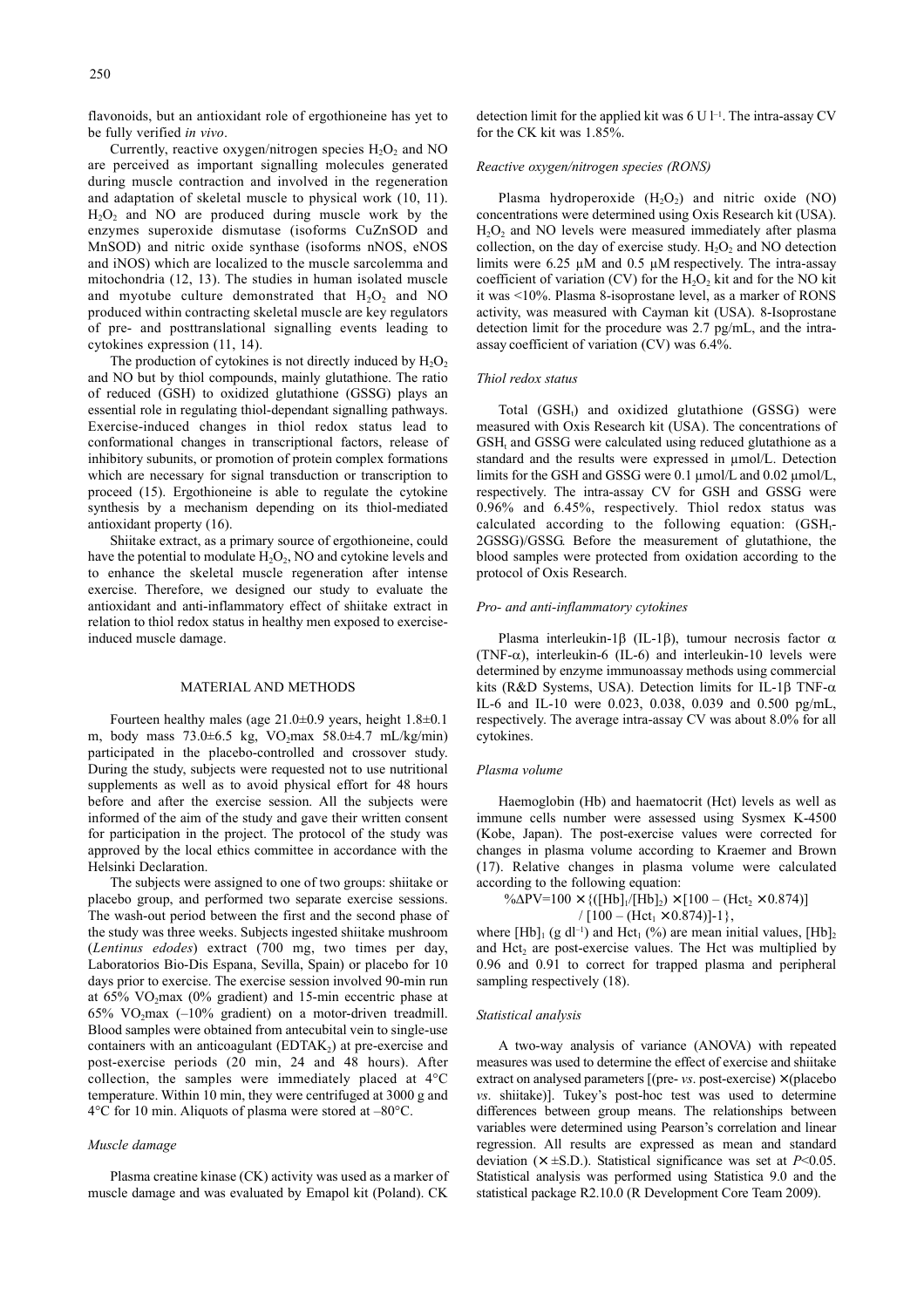flavonoids, but an antioxidant role of ergothioneine has yet to be fully verified *in vivo*.

Currently, reactive oxygen/nitrogen species $H_2O_2$ and NO are perceived as important signalling molecules generated during muscle contraction and involved in the regeneration and adaptation of skeletal muscle to physical work (10, 11). $H_2O_2$ and NO are produced during muscle work by the enzymes superoxide dismutase (isoforms CuZnSOD and MnSOD) and nitric oxide synthase (isoforms nNOS, eNOS and iNOS) which are localized to the muscle sarcolemma and mitochondria (12, 13). The studies in human isolated muscle and myotube culture demonstrated that $H_2O_2$ and NO produced within contracting skeletal muscle are key regulators of pre- and posttranslational signalling events leading to cytokines expression (11, 14).

The production of cytokines is not directly induced by $H_2O_2$ and NO but by thiol compounds, mainly glutathione. The ratio of reduced (GSH) to oxidized glutathione (GSSG) plays an essential role in regulating thiol-dependant signalling pathways. Exercise-induced changes in thiol redox status lead to conformational changes in transcriptional factors, release of inhibitory subunits, or promotion of protein complex formations which are necessary for signal transduction or transcription to proceed (15). Ergothioneine is able to regulate the cytokine synthesis by a mechanism depending on its thiol-mediated antioxidant property (16).

Shiitake extract, as a primary source of ergothioneine, could have the potential to modulate $H_2O_2$, NO and cytokine levels and to enhance the skeletal muscle regeneration after intense exercise. Therefore, we designed our study to evaluate the antioxidant and anti-inflammatory effect of shiitake extract in relation to thiol redox status in healthy men exposed to exercise-induced muscle damage.

## MATERIAL AND METHODS

Fourteen healthy males (age 21.0±0.9 years, height 1.8±0.1 m, body mass 73.0±6.5 kg, $VO_2$max 58.0±4.7 mL/kg/min) participated in the placebo-controlled and crossover study. During the study, subjects were requested not to use nutritional supplements as well as to avoid physical effort for 48 hours before and after the exercise session. All the subjects were informed of the aim of the study and gave their written consent for participation in the project. The protocol of the study was approved by the local ethics committee in accordance with the Helsinki Declaration.

The subjects were assigned to one of two groups: shiitake or placebo group, and performed two separate exercise sessions. The wash-out period between the first and the second phase of the study was three weeks. Subjects ingested shiitake mushroom (*Lentinus edodes*) extract (700 mg, two times per day, Laboratorios Bio-Dis Espana, Sevilla, Spain) or placebo for 10 days prior to exercise. The exercise session involved 90-min run at 65% $VO_2$max (0% gradient) and 15-min eccentric phase at 65% $VO_2$max (–10% gradient) on a motor-driven treadmill. Blood samples were obtained from antecubital vein to single-use containers with an anticoagulant ($EDTAK_2$) at pre-exercise and post-exercise periods (20 min, 24 and 48 hours). After collection, the samples were immediately placed at 4°C temperature. Within 10 min, they were centrifuged at 3000 g and 4°C for 10 min. Aliquots of plasma were stored at –80°C.

### *Muscle damage*

Plasma creatine kinase (CK) activity was used as a marker of muscle damage and was evaluated by Emapol kit (Poland). CK detection limit for the applied kit was 6 U $l^{-1}$. The intra-assay CV for the CK kit was 1.85%.

### *Reactive oxygen/nitrogen species (RONS)*

Plasma hydroperoxide ($H_2O_2$) and nitric oxide (NO) concentrations were determined using Oxis Research kit (USA). $H_2O_2$ and NO levels were measured immediately after plasma collection, on the day of exercise study. $H_2O_2$ and NO detection limits were 6.25 µM and 0.5 µM respectively. The intra-assay coefficient of variation (CV) for the $H_2O_2$ kit and for the NO kit it was <10%. Plasma 8-isoprostane level, as a marker of RONS activity, was measured with Cayman kit (USA). 8-Isoprostane detection limit for the procedure was 2.7 pg/mL, and the intra-assay coefficient of variation (CV) was 6.4%.

### *Thiol redox status*

Total ($GSH_t$) and oxidized glutathione (GSSG) were measured with Oxis Research kit (USA). The concentrations of $GSH_t$ and GSSG were calculated using reduced glutathione as a standard and the results were expressed in µmol/L. Detection limits for the GSH and GSSG were 0.1 µmol/L and 0.02 µmol/L, respectively. The intra-assay CV for GSH and GSSG were 0.96% and 6.45%, respectively. Thiol redox status was calculated according to the following equation: ($GSH_t$-2GSSG)/GSSG. Before the measurement of glutathione, the blood samples were protected from oxidation according to the protocol of Oxis Research.

### *Pro- and anti-inflammatory cytokines*

Plasma interleukin-1β (IL-1β), tumour necrosis factor α (TNF-α), interleukin-6 (IL-6) and interleukin-10 levels were determined by enzyme immunoassay methods using commercial kits (R&D Systems, USA). Detection limits for IL-1β TNF-α IL-6 and IL-10 were 0.023, 0.038, 0.039 and 0.500 pg/mL, respectively. The average intra-assay CV was about 8.0% for all cytokines.

### *Plasma volume*

Haemoglobin (Hb) and haematocrit (Hct) levels as well as immune cells number were assessed using Sysmex K-4500 (Kobe, Japan). The post-exercise values were corrected for changes in plasma volume according to Kraemer and Brown (17). Relative changes in plasma volume were calculated according to the following equation:

$$\%\Delta PV = 100 \times \{([Hb]_1/[Hb]_2) \times [100 - (Hct_2 \times 0.874)] / [100 - (Hct_1 \times 0.874)] - 1\},$$

where $[Hb]_1$ (g $dl^{-1}$) and $Hct_1$ (%) are mean initial values, $[Hb]_2$ and $Hct_2$ are post-exercise values. The Hct was multiplied by 0.96 and 0.91 to correct for trapped plasma and peripheral sampling respectively (18).

### *Statistical analysis*

A two-way analysis of variance (ANOVA) with repeated measures was used to determine the effect of exercise and shiitake extract on analysed parameters [(pre- *vs*. post-exercise) × (placebo *vs*. shiitake)]. Tukey's post-hoc test was used to determine differences between group means. The relationships between variables were determined using Pearson's correlation and linear regression. All results are expressed as mean and standard deviation (× ±S.D.). Statistical significance was set at $P<0.05$. Statistical analysis was performed using Statistica 9.0 and the statistical package R2.10.0 (R Development Core Team 2009).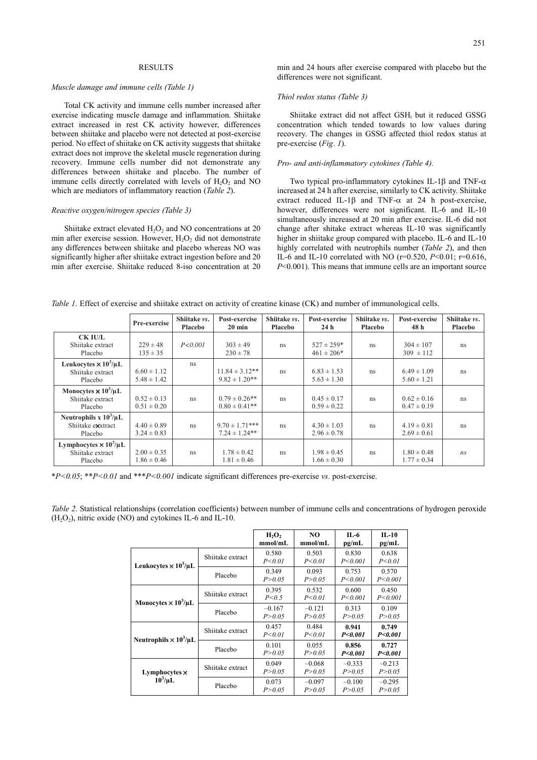## RESULTS

### *Muscle damage and immune cells (Table 1)*

Total CK activity and immune cells number increased after exercise indicating muscle damage and inflammation. Shiitake extract increased in rest CK activity however, differences between shiitake and placebo were not detected at post-exercise period. No effect of shiitake on CK activity suggests that shiitake extract does not improve the skeletal muscle regeneration during recovery. Immune cells number did not demonstrate any differences between shiitake and placebo. The number of immune cells directly correlated with levels of $H_2O_2$ and NO which are mediators of inflammatory reaction (*Table 2*).

### *Reactive oxygen/nitrogen species (Table 3)*

Shiitake extract elevated $H_2O_2$ and NO concentrations at 20 min after exercise session. However, $H_2O_2$ did not demonstrate any differences between shiitake and placebo whereas NO was significantly higher after shiitake extract ingestion before and 20 min after exercise. Shiitake reduced 8-iso concentration at 20 min and 24 hours after exercise compared with placebo but the differences were not significant.

### *Thiol redox status (Table 3)*

Shiitake extract did not affect $GSH_t$ but it reduced GSSG concentration which tended towards to low values during recovery. The changes in GSSG affected thiol redox status at pre-exercise (*Fig. 1*).

### *Pro- and anti-inflammatory cytokines (Table 4).*

Two typical pro-inflammatory cytokines IL-1β and TNF-α increased at 24 h after exercise, similarly to CK activity. Shiitake extract reduced IL-1β and TNF-α at 24 h post-exercise, however, differences were not significant. IL-6 and IL-10 simultaneously increased at 20 min after exercise. IL-6 did not change after shitake extract whereas IL-10 was significantly higher in shiitake group compared with placebo. IL-6 and IL-10 highly correlated with neutrophils number (*Table 2*), and then IL-6 and IL-10 correlated with NO (r=0.520, $P<0.01$; r=0.616, $P<0.001$). This means that immune cells are an important source

*Table 1.* Effect of exercise and shiitake extract on activity of creatine kinase (CK) and number of immunological cells.

| | Pre-exercise | Shiitake *vs.* Placebo | Post-exercise 20 min | Shiitake *vs.* Placebo | Post-exercise 24 h | Shiitake *vs.* Placebo | Post-exercise 48 h | Shiitake *vs.* Placebo |
|---|---|---|---|---|---|---|---|---|
| **CK IU/L** | | | | | | | | |
| Shiitake extract | 229 ± 48 | *P<0.001* | 303 ± 49 | ns | 527 ± 259* | ns | 304 ± 107 | ns |
| Placebo | 135 ± 35 | | 230 ± 78 | | 461 ± 206* | | 309 ± 112 | |
| **Leukocytes × $10^3$/μL** | | ns | | | | | | |
| Shiitake extract | 6.60 ± 1.12 | | 11.84 ± 3.12** | ns | 6.83 ± 1.53 | ns | 6.49 ± 1.09 | ns |
| Placebo | 5.48 ± 1.42 | | 9.82 ± 1.20** | | 5.63 ± 1.30 | | 5.60 ± 1.21 | |
| **Monocytes × $10^3$/μL** | | | | | | | | |
| Shiitake extract | 0.52 ± 0.13 | ns | 0.79 ± 0.26** | ns | 0.45 ± 0.17 | ns | 0.62 ± 0.16 | ns |
| Placebo | 0.51 ± 0.20 | | 0.80 ± 0.41** | | 0.59 ± 0.22 | | 0.47 ± 0.19 | |
| **Neutrophils x $10^3$/μL** | | | | | | | | |
| Shiitake extract | 4.40 ± 0.89 | ns | 9.70 ± 1.71*** | ns | 4.30 ± 1.03 | ns | 4.19 ± 0.81 | ns |
| Placebo | 3.24 ± 0.83 | | 7.24 ± 1.24** | | 2.96 ± 0.78 | | 2.69 ± 0.61 | |
| **Lymphocytes × $10^3$/μL** | | | | | | | | |
| Shiitake extract | 2.00 ± 0.35 | ns | 1.78 ± 0.42 | ns | 1.98 ± 0.45 | ns | 1.80 ± 0.48 | *ns* |
| Placebo | 1.86 ± 0.46 | | 1.81 ± 0.46 | | 1.66 ± 0.30 | | 1.77 ± 0.34 | |

**P<0.05*; ***P<0.01* and ****P<0.001* indicate significant differences pre-exercise *vs*. post-exercise.

*Table 2*. Statistical relationships (correlation coefficients) between number of immune cells and concentrations of hydrogen peroxide ($H_2O_2$), nitric oxide (NO) and cytokines IL-6 and IL-10.

| | | $H_2O_2$ mmol/mL | NO mmol/mL | IL-6 pg/mL | IL-10 pg/mL |
|---|---|---|---|---|---|
| **Leukocytes × $10^3$/μL** | Shiitake extract | 0.580 *P<0.01* | 0.503 *P<0.01* | 0.830 *P<0.001* | 0.638 *P<0.01* |
| | Placebo | 0.349 *P>0.05* | 0.093 *P>0.05* | 0.753 *P<0.001* | 0.570 *P<0.001* |
| **Monocytes × $10^3$/μL** | Shiitake extract | 0.395 *P<0.5* | 0.532 *P<0.01* | 0.600 *P<0.001* | 0.450 *P<0.001* |
| | Placebo | –0.167 *P>0.05* | –0.121 *P>0.05* | 0.313 *P>0.05* | 0.109 *P>0.05* |
| **Neutrophils × $10^3$/μL** | Shiitake extract | 0.457 *P<0.01* | 0.484 *P<0.01* | **0.941** ***P<0.001*** | **0.749** ***P<0.001*** |
| | Placebo | 0.101 *P>0.05* | 0.055 *P>0.05* | **0.856** ***P<0.001*** | **0.727** ***P<0.001*** |
| **Lymphocytes × $10^3$/μL** | Shiitake extract | 0.049 *P>0.05* | –0.068 *P>0.05* | –0.333 *P>0.05* | –0.213 *P>0.05* |
| | Placebo | 0.073 *P>0.05* | –0.097 *P>0.05* | –0.100 *P>0.05* | –0.295 *P>0.05* |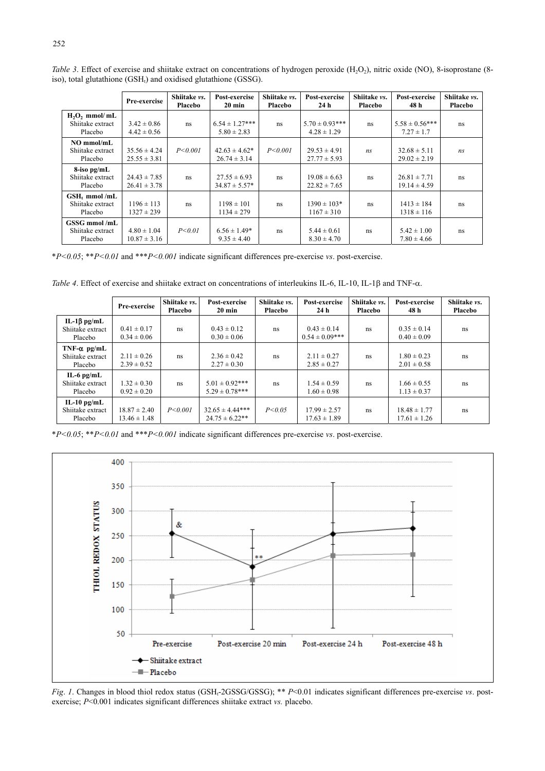*Table 3*. Effect of exercise and shiitake extract on concentrations of hydrogen peroxide ($H_2O_2$), nitric oxide (NO), 8-isoprostane (8-iso), total glutathione ($GSH_t$) and oxidised glutathione (GSSG).

| | Pre-exercise | Shiitake *vs.* Placebo | Post-exercise 20 min | Shiitake *vs.* Placebo | Post-exercise 24 h | Shiitake *vs.* Placebo | Post-exercise 48 h | Shiitake *vs.* Placebo |
|---|---|---|---|---|---|---|---|---|
| **$H_2O_2$ mmol/ mL** | | | | | | | | |
| Shiitake extract | 3.42 ± 0.86 | ns | 6.54 ± 1.27*** | ns | 5.70 ± 0.93*** | ns | 5.58 ± 0.56*** | ns |
| Placebo | 4.42 ± 0.56 | | 5.80 ± 2.83 | | 4.28 ± 1.29 | | 7.27 ± 1.7 | |
| **NO mmol/mL** | | | | | | | | |
| Shiitake extract | 35.56 ± 4.24 | *P<0.001* | 42.63 ± 4.62* | *P<0.001* | 29.53 ± 4.91 | *ns* | 32.68 ± 5.11 | *ns* |
| Placebo | 25.55 ± 3.81 | | 26.74 ± 3.14 | | 27.77 ± 5.93 | | 29.02 ± 2.19 | |
| **8-iso pg/mL** | | | | | | | | |
| Shiitake extract | 24.43 ± 7.85 | ns | 27.55 ± 6.93 | ns | 19.08 ± 6.63 | ns | 26.81 ± 7.71 | ns |
| Placebo | 26.41 ± 3.78 | | 34.87 ± 5.57* | | 22.82 ± 7.65 | | 19.14 ± 4.59 | |
| **$GSH_t$ mmol /mL** | | | | | | | | |
| Shiitake extract | 1196 ± 113 | ns | 1198 ± 101 | ns | 1390 ± 103* | ns | 1413 ± 184 | ns |
| Placebo | 1327 ± 239 | | 1134 ± 279 | | 1167 ± 310 | | 1318 ± 116 | |
| **GSSG mmol /mL** | | | | | | | | |
| Shiitake extract | 4.80 ± 1.04 | *P<0.01* | 6.56 ± 1.49* | ns | 5.44 ± 0.61 | ns | 5.42 ± 1.00 | ns |
| Placebo | 10.87 ± 3.16 | | 9.35 ± 4.40 | | 8.30 ± 4.70 | | 7.80 ± 4.66 | |

**P<0.05*; ***P<0.01* and ****P<0.001* indicate significant differences pre-exercise *vs*. post-exercise.

*Table 4*. Effect of exercise and shiitake extract on concentrations of interleukins IL-6, IL-10, IL-1β and TNF-α.

| | Pre-exercise | Shiitake *vs.* Placebo | Post-exercise 20 min | Shiitake *vs.* Placebo | Post-exercise 24 h | Shiitake *vs.* Placebo | Post-exercise 48 h | Shiitake *vs.* Placebo |
|---|---|---|---|---|---|---|---|---|
| **IL-1β pg/mL** | | | | | | | | |
| Shiitake extract | 0.41 ± 0.17 | ns | 0.43 ± 0.12 | ns | 0.43 ± 0.14 | ns | 0.35 ± 0.14 | ns |
| Placebo | 0.34 ± 0.06 | | 0.30 ± 0.06 | | 0.54 ± 0.09*** | | 0.40 ± 0.09 | |
| **TNF-α pg/mL** | | | | | | | | |
| Shiitake extract | 2.11 ± 0.26 | ns | 2.36 ± 0.42 | ns | 2.11 ± 0.27 | ns | 1.80 ± 0.23 | ns |
| Placebo | 2.39 ± 0.52 | | 2.27 ± 0.30 | | 2.85 ± 0.27 | | 2.01 ± 0.58 | |
| **IL-6 pg/mL** | | | | | | | | |
| Shiitake extract | 1.32 ± 0.30 | ns | 5.01 ± 0.92*** | ns | 1.54 ± 0.59 | ns | 1.66 ± 0.55 | ns |
| Placebo | 0.92 ± 0.20 | | 5.29 ± 0.78*** | | 1.60 ± 0.98 | | 1.13 ± 0.37 | |
| **IL-10 pg/mL** | | | | | | | | |
| Shiitake extract | 18.87 ± 2.40 | *P<0.001* | 32.65 ± 4.44*** | *P<0.05* | 17.99 ± 2.57 | ns | 18.48 ± 1.77 | ns |
| Placebo | 13.46 ± 1.48 | | 24.75 ± 6.22** | | 17.63 ± 1.89 | | 17.61 ± 1.26 | |

**P<0.05*; ***P<0.01* and ****P<0.001* indicate significant differences pre-exercise *vs*. post-exercise.

THIOL REDOX STATUS
400
350
300
250
200
150
100
50
&
**
Pre-exercise
Post-exercise 20 min
Post-exercise 24 h
Post-exercise 48 h
Shiitake extract
Placebo

*Fig. 1*. Changes in blood thiol redox status ($GSH_t$-2GSSG/GSSG); ** $P$<0.01 indicates significant differences pre-exercise *vs*. post-exercise; $P$<0.001 indicates significant differences shiitake extract *vs.* placebo.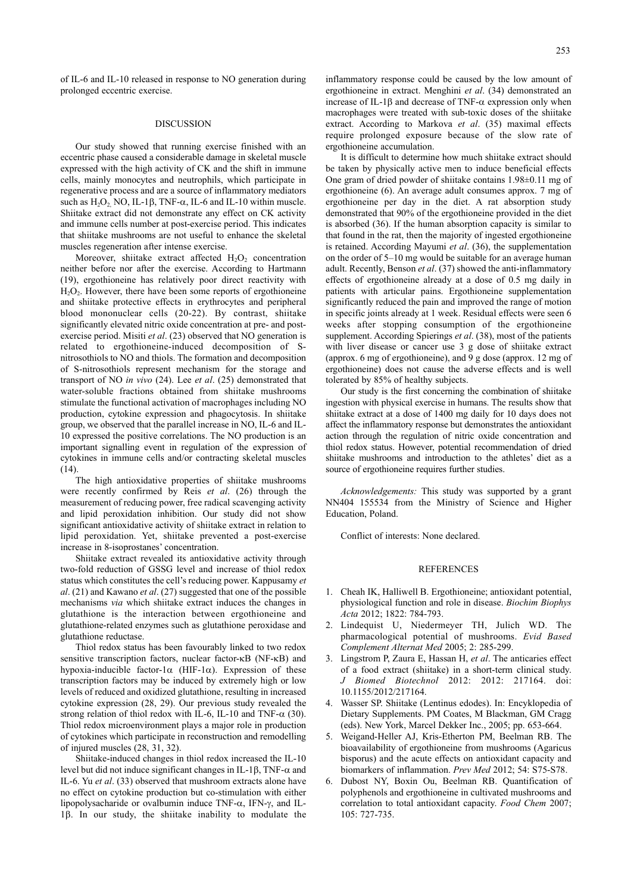of IL-6 and IL-10 released in response to NO generation during prolonged eccentric exercise.

## DISCUSSION

Our study showed that running exercise finished with an eccentric phase caused a considerable damage in skeletal muscle expressed with the high activity of CK and the shift in immune cells, mainly monocytes and neutrophils, which participate in regenerative process and are a source of inflammatory mediators such as $H_2O_2$, NO, IL-1β, TNF-α, IL-6 and IL-10 within muscle. Shiitake extract did not demonstrate any effect on CK activity and immune cells number at post-exercise period. This indicates that shiitake mushrooms are not useful to enhance the skeletal muscles regeneration after intense exercise.

Moreover, shiitake extract affected $H_2O_2$ concentration neither before nor after the exercise. According to Hartmann (19), ergothioneine has relatively poor direct reactivity with $H_2O_2$. However, there have been some reports of ergothioneine and shiitake protective effects in erythrocytes and peripheral blood mononuclear cells (20-22). By contrast, shiitake significantly elevated nitric oxide concentration at pre- and post-exercise period. Misiti *et al*. (23) observed that NO generation is related to ergothioneine-induced decomposition of S-nitrosothiols to NO and thiols. The formation and decomposition of S-nitrosothiols represent mechanism for the storage and transport of NO *in vivo* (24). Lee *et al*. (25) demonstrated that water-soluble fractions obtained from shiitake mushrooms stimulate the functional activation of macrophages including NO production, cytokine expression and phagocytosis. In shiitake group, we observed that the parallel increase in NO, IL-6 and IL-10 expressed the positive correlations. The NO production is an important signalling event in regulation of the expression of cytokines in immune cells and/or contracting skeletal muscles (14).

The high antioxidative properties of shiitake mushrooms were recently confirmed by Reis *et al*. (26) through the measurement of reducing power, free radical scavenging activity and lipid peroxidation inhibition. Our study did not show significant antioxidative activity of shiitake extract in relation to lipid peroxidation. Yet, shiitake prevented a post-exercise increase in 8-isoprostanes' concentration.

Shiitake extract revealed its antioxidative activity through two-fold reduction of GSSG level and increase of thiol redox status which constitutes the cell's reducing power. Kappusamy *et al*. (21) and Kawano *et al*. (27) suggested that one of the possible mechanisms *via* which shiitake extract induces the changes in glutathione is the interaction between ergothioneine and glutathione-related enzymes such as glutathione peroxidase and glutathione reductase.

Thiol redox status has been favourably linked to two redox sensitive transcription factors, nuclear factor-κB (NF-κB) and hypoxia-inducible factor-1α (HIF-1α). Expression of these transcription factors may be induced by extremely high or low levels of reduced and oxidized glutathione, resulting in increased cytokine expression (28, 29). Our previous study revealed the strong relation of thiol redox with IL-6, IL-10 and TNF-α (30). Thiol redox microenvironment plays a major role in production of cytokines which participate in reconstruction and remodelling of injured muscles (28, 31, 32).

Shiitake-induced changes in thiol redox increased the IL-10 level but did not induce significant changes in IL-1β, TNF-α and IL-6. Yu *et al*. (33) observed that mushroom extracts alone have no effect on cytokine production but co-stimulation with either lipopolysacharide or ovalbumin induce TNF-α, IFN-γ, and IL-1β. In our study, the shiitake inability to modulate the inflammatory response could be caused by the low amount of ergothioneine in extract. Menghini *et al*. (34) demonstrated an increase of IL-1β and decrease of TNF-α expression only when macrophages were treated with sub-toxic doses of the shiitake extract. According to Markova *et al*. (35) maximal effects require prolonged exposure because of the slow rate of ergothioneine accumulation.

It is difficult to determine how much shiitake extract should be taken by physically active men to induce beneficial effects One gram of dried powder of shiitake contains 1.98±0.11 mg of ergothioneine (6). An average adult consumes approx. 7 mg of ergothioneine per day in the diet. A rat absorption study demonstrated that 90% of the ergothioneine provided in the diet is absorbed (36). If the human absorption capacity is similar to that found in the rat, then the majority of ingested ergothioneine is retained. According Mayumi *et al*. (36), the supplementation on the order of 5–10 mg would be suitable for an average human adult. Recently, Benson *et al*. (37) showed the anti-inflammatory effects of ergothioneine already at a dose of 0.5 mg daily in patients with articular pains. Ergothioneine supplementation significantly reduced the pain and improved the range of motion in specific joints already at 1 week. Residual effects were seen 6 weeks after stopping consumption of the ergothioneine supplement. According Spierings *et al*. (38), most of the patients with liver disease or cancer use 3 g dose of shiitake extract (approx. 6 mg of ergothioneine), and 9 g dose (approx. 12 mg of ergothioneine) does not cause the adverse effects and is well tolerated by 85% of healthy subjects.

Our study is the first concerning the combination of shiitake ingestion with physical exercise in humans. The results show that shiitake extract at a dose of 1400 mg daily for 10 days does not affect the inflammatory response but demonstrates the antioxidant action through the regulation of nitric oxide concentration and thiol redox status. However, potential recommendation of dried shiitake mushrooms and introduction to the athletes' diet as a source of ergothioneine requires further studies.

*Acknowledgements:* This study was supported by a grant NN404 155534 from the Ministry of Science and Higher Education, Poland.

Conflict of interests: None declared.

## REFERENCES

1. Cheah IK, Halliwell B. Ergothioneine; antioxidant potential, physiological function and role in disease. *Biochim Biophys Acta* 2012; 1822: 784-793.
2. Lindequist U, Niedermeyer TH, Julich WD. The pharmacological potential of mushrooms. *Evid Based Complement Alternat Med* 2005; 2: 285-299.
3. Lingstrom P, Zaura E, Hassan H, *et al*. The anticaries effect of a food extract (shiitake) in a short-term clinical study. *J Biomed Biotechnol* 2012: 2012: 217164. doi: 10.1155/2012/217164.
4. Wasser SP. Shiitake (Lentinus edodes). In: Encyklopedia of Dietary Supplements. PM Coates, M Blackman, GM Cragg (eds). New York, Marcel Dekker Inc., 2005; pp. 653-664.
5. Weigand-Heller AJ, Kris-Etherton PM, Beelman RB. The bioavailability of ergothioneine from mushrooms (Agaricus bisporus) and the acute effects on antioxidant capacity and biomarkers of inflammation. *Prev Med* 2012; 54: S75-S78.
6. Dubost NY, Boxin Ou, Beelman RB. Quantification of polyphenols and ergothioneine in cultivated mushrooms and correlation to total antioxidant capacity. *Food Chem* 2007; 105: 727-735.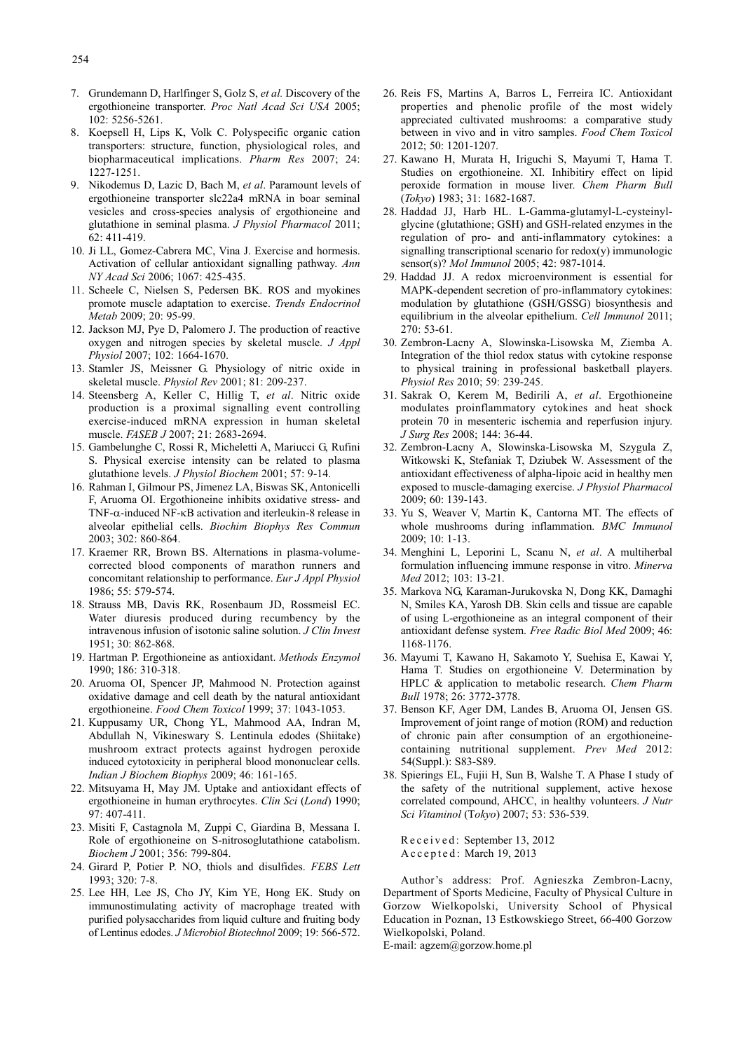7. Grundemann D, Harlfinger S, Golz S, *et al.* Discovery of the ergothioneine transporter. *Proc Natl Acad Sci USA* 2005; 102: 5256-5261.
8. Koepsell H, Lips K, Volk C. Polyspecific organic cation transporters: structure, function, physiological roles, and biopharmaceutical implications. *Pharm Res* 2007; 24: 1227-1251.
9. Nikodemus D, Lazic D, Bach M, *et al*. Paramount levels of ergothioneine transporter slc22a4 mRNA in boar seminal vesicles and cross-species analysis of ergothioneine and glutathione in seminal plasma. *J Physiol Pharmacol* 2011; 62: 411-419.
10. Ji LL, Gomez-Cabrera MC, Vina J. Exercise and hormesis. Activation of cellular antioxidant signalling pathway. *Ann NY Acad Sci* 2006; 1067: 425-435.
11. Scheele C, Nielsen S, Pedersen BK. ROS and myokines promote muscle adaptation to exercise. *Trends Endocrinol Metab* 2009; 20: 95-99.
12. Jackson MJ, Pye D, Palomero J. The production of reactive oxygen and nitrogen species by skeletal muscle. *J Appl Physiol* 2007; 102: 1664-1670.
13. Stamler JS, Meissner G. Physiology of nitric oxide in skeletal muscle. *Physiol Rev* 2001; 81: 209-237.
14. Steensberg A, Keller C, Hillig T, *et al*. Nitric oxide production is a proximal signalling event controlling exercise-induced mRNA expression in human skeletal muscle. *FASEB J* 2007; 21: 2683-2694.
15. Gambelunghe C, Rossi R, Micheletti A, Mariucci G, Rufini S. Physical exercise intensity can be related to plasma glutathione levels. *J Physiol Biochem* 2001; 57: 9-14.
16. Rahman I, Gilmour PS, Jimenez LA, Biswas SK, Antonicelli F, Aruoma OI. Ergothioneine inhibits oxidative stress- and TNF-α-induced NF-κB activation and iterleukin-8 release in alveolar epithelial cells. *Biochim Biophys Res Commun* 2003; 302: 860-864.
17. Kraemer RR, Brown BS. Alternations in plasma-volume-corrected blood components of marathon runners and concomitant relationship to performance. *Eur J Appl Physiol* 1986; 55: 579-574.
18. Strauss MB, Davis RK, Rosenbaum JD, Rossmeisl EC. Water diuresis produced during recumbency by the intravenous infusion of isotonic saline solution. *J Clin Invest* 1951; 30: 862-868.
19. Hartman P. Ergothioneine as antioxidant. *Methods Enzymol* 1990; 186: 310-318.
20. Aruoma OI, Spencer JP, Mahmood N. Protection against oxidative damage and cell death by the natural antioxidant ergothioneine. *Food Chem Toxicol* 1999; 37: 1043-1053.
21. Kuppusamy UR, Chong YL, Mahmood AA, Indran M, Abdullah N, Vikineswary S. Lentinula edodes (Shiitake) mushroom extract protects against hydrogen peroxide induced cytotoxicity in peripheral blood mononuclear cells. *Indian J Biochem Biophys* 2009; 46: 161-165.
22. Mitsuyama H, May JM. Uptake and antioxidant effects of ergothioneine in human erythrocytes. *Clin Sci* (*Lond*) 1990; 97: 407-411.
23. Misiti F, Castagnola M, Zuppi C, Giardina B, Messana I. Role of ergothioneine on S-nitrosoglutathione catabolism. *Biochem J* 2001; 356: 799-804.
24. Girard P, Potier P. NO, thiols and disulfides. *FEBS Lett* 1993; 320: 7-8.
25. Lee HH, Lee JS, Cho JY, Kim YE, Hong EK. Study on immunostimulating activity of macrophage treated with purified polysaccharides from liquid culture and fruiting body of Lentinus edodes. *J Microbiol Biotechnol* 2009; 19: 566-572.
26. Reis FS, Martins A, Barros L, Ferreira IC. Antioxidant properties and phenolic profile of the most widely appreciated cultivated mushrooms: a comparative study between in vivo and in vitro samples. *Food Chem Toxicol* 2012; 50: 1201-1207.
27. Kawano H, Murata H, Iriguchi S, Mayumi T, Hama T. Studies on ergothioneine. XI. Inhibitiry effect on lipid peroxide formation in mouse liver. *Chem Pharm Bull* (*Tokyo*) 1983; 31: 1682-1687.
28. Haddad JJ, Harb HL. L-Gamma-glutamyl-L-cysteinyl-glycine (glutathione; GSH) and GSH-related enzymes in the regulation of pro- and anti-inflammatory cytokines: a signalling transcriptional scenario for redox(y) immunologic sensor(s)? *Mol Immunol* 2005; 42: 987-1014.
29. Haddad JJ. A redox microenvironment is essential for MAPK-dependent secretion of pro-inflammatory cytokines: modulation by glutathione (GSH/GSSG) biosynthesis and equilibrium in the alveolar epithelium. *Cell Immunol* 2011; 270: 53-61.
30. Zembron-Lacny A, Slowinska-Lisowska M, Ziemba A. Integration of the thiol redox status with cytokine response to physical training in professional basketball players. *Physiol Res* 2010; 59: 239-245.
31. Sakrak O, Kerem M, Bedirili A, *et al*. Ergothioneine modulates proinflammatory cytokines and heat shock protein 70 in mesenteric ischemia and reperfusion injury. *J Surg Res* 2008; 144: 36-44.
32. Zembron-Lacny A, Slowinska-Lisowska M, Szygula Z, Witkowski K, Stefaniak T, Dziubek W. Assessment of the antioxidant effectiveness of alpha-lipoic acid in healthy men exposed to muscle-damaging exercise. *J Physiol Pharmacol* 2009; 60: 139-143.
33. Yu S, Weaver V, Martin K, Cantorna MT. The effects of whole mushrooms during inflammation. *BMC Immunol* 2009; 10: 1-13.
34. Menghini L, Leporini L, Scanu N, *et al*. A multiherbal formulation influencing immune response in vitro. *Minerva Med* 2012; 103: 13-21.
35. Markova NG, Karaman-Jurukovska N, Dong KK, Damaghi N, Smiles KA, Yarosh DB. Skin cells and tissue are capable of using L-ergothioneine as an integral component of their antioxidant defense system. *Free Radic Biol Med* 2009; 46: 1168-1176.
36. Mayumi T, Kawano H, Sakamoto Y, Suehisa E, Kawai Y, Hama T. Studies on ergothioneine V. Determination by HPLC & application to metabolic research. *Chem Pharm Bull* 1978; 26: 3772-3778.
37. Benson KF, Ager DM, Landes B, Aruoma OI, Jensen GS. Improvement of joint range of motion (ROM) and reduction of chronic pain after consumption of an ergothioneine-containing nutritional supplement. *Prev Med* 2012: 54(Suppl.): S83-S89.
38. Spierings EL, Fujii H, Sun B, Walshe T. A Phase I study of the safety of the nutritional supplement, active hexose correlated compound, AHCC, in healthy volunteers. *J Nutr Sci Vitaminol* (*Tokyo*) 2007; 53: 536-539.

Received: September 13, 2012
Accepted: March 19, 2013

Author's address: Prof. Agnieszka Zembron-Lacny, Department of Sports Medicine, Faculty of Physical Culture in Gorzow Wielkopolski, University School of Physical Education in Poznan, 13 Estkowskiego Street, 66-400 Gorzow Wielkopolski, Poland.
E-mail: agzem@gorzow.home.pl